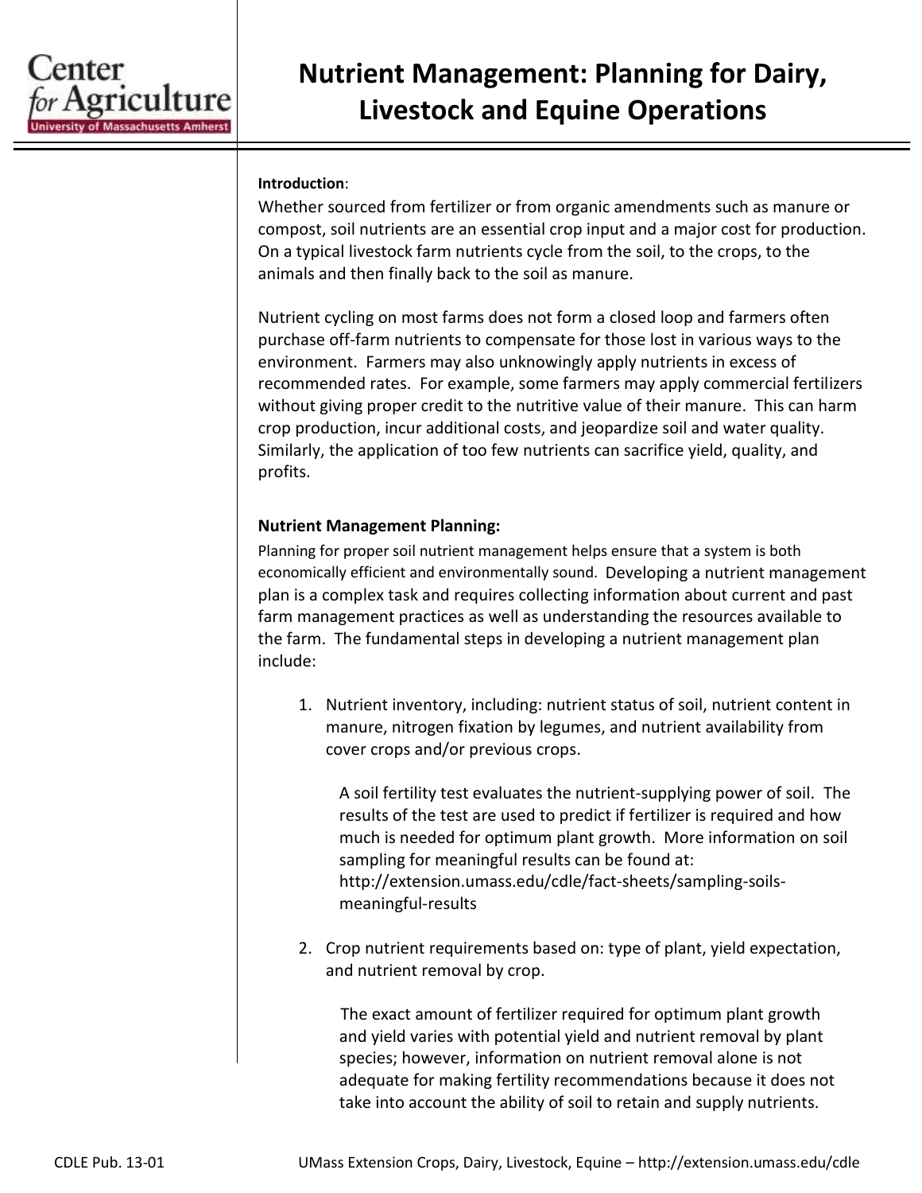# Nutrient Management: Planning for Dairy, Livestock and Equine Operations

**Introduction**:

Whether sourced from fertilizer or from organic amendments such as manure or compost, soil nutrients are an essential crop input and a major cost for production. On a typical livestock farm nutrients cycle from the soil, to the crops, to the animals and then finally back to the soil as manure.

Nutrient cycling on most farms does not form a closed loop and farmers often purchase off-farm nutrients to compensate for those lost in various ways to the environment. Farmers may also unknowingly apply nutrients in excess of recommended rates. For example, some farmers may apply commercial fertilizers without giving proper credit to the nutritive value of their manure. This can harm crop production, incur additional costs, and jeopardize soil and water quality. Similarly, the application of too few nutrients can sacrifice yield, quality, and profits.

## Nutrient Management Planning:

Planning for proper soil nutrient management helps ensure that a system is both economically efficient and environmentally sound. Developing a nutrient management plan is a complex task and requires collecting information about current and past farm management practices as well as understanding the resources available to the farm. The fundamental steps in developing a nutrient management plan include:

1. Nutrient inventory, including: nutrient status of soil, nutrient content in manure, nitrogen fixation by legumes, and nutrient availability from cover crops and/or previous crops.

   A soil fertility test evaluates the nutrient-supplying power of soil. The results of the test are used to predict if fertilizer is required and how much is needed for optimum plant growth. More information on soil sampling for meaningful results can be found at: http://extension.umass.edu/cdle/fact-sheets/sampling-soils-meaningful-results

2. Crop nutrient requirements based on: type of plant, yield expectation, and nutrient removal by crop.

   The exact amount of fertilizer required for optimum plant growth and yield varies with potential yield and nutrient removal by plant species; however, information on nutrient removal alone is not adequate for making fertility recommendations because it does not take into account the ability of soil to retain and supply nutrients.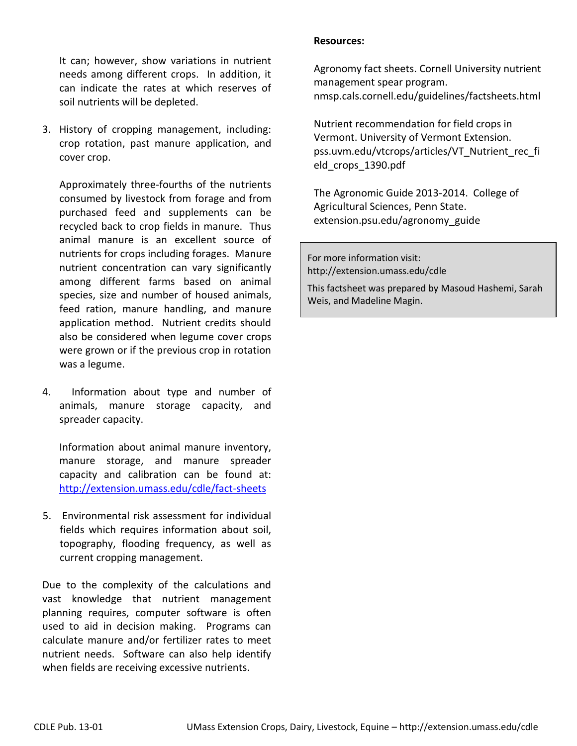It can; however, show variations in nutrient needs among different crops. In addition, it can indicate the rates at which reserves of soil nutrients will be depleted.

3. History of cropping management, including: crop rotation, past manure application, and cover crop.

   Approximately three-fourths of the nutrients consumed by livestock from forage and from purchased feed and supplements can be recycled back to crop fields in manure. Thus animal manure is an excellent source of nutrients for crops including forages. Manure nutrient concentration can vary significantly among different farms based on animal species, size and number of housed animals, feed ration, manure handling, and manure application method. Nutrient credits should also be considered when legume cover crops were grown or if the previous crop in rotation was a legume.

4. Information about type and number of animals, manure storage capacity, and spreader capacity.

   Information about animal manure inventory, manure storage, and manure spreader capacity and calibration can be found at: [http://extension.umass.edu/cdle/fact-sheets](http://extension.umass.edu/cdle/fact-sheets)

5. Environmental risk assessment for individual fields which requires information about soil, topography, flooding frequency, as well as current cropping management.

Due to the complexity of the calculations and vast knowledge that nutrient management planning requires, computer software is often used to aid in decision making. Programs can calculate manure and/or fertilizer rates to meet nutrient needs. Software can also help identify when fields are receiving excessive nutrients.

**Resources:**

Agronomy fact sheets. Cornell University nutrient management spear program. nmsp.cals.cornell.edu/guidelines/factsheets.html

Nutrient recommendation for field crops in Vermont. University of Vermont Extension. pss.uvm.edu/vtcrops/articles/VT_Nutrient_rec_field_crops_1390.pdf

The Agronomic Guide 2013-2014. College of Agricultural Sciences, Penn State. extension.psu.edu/agronomy_guide

For more information visit: http://extension.umass.edu/cdle

This factsheet was prepared by Masoud Hashemi, Sarah Weis, and Madeline Magin.